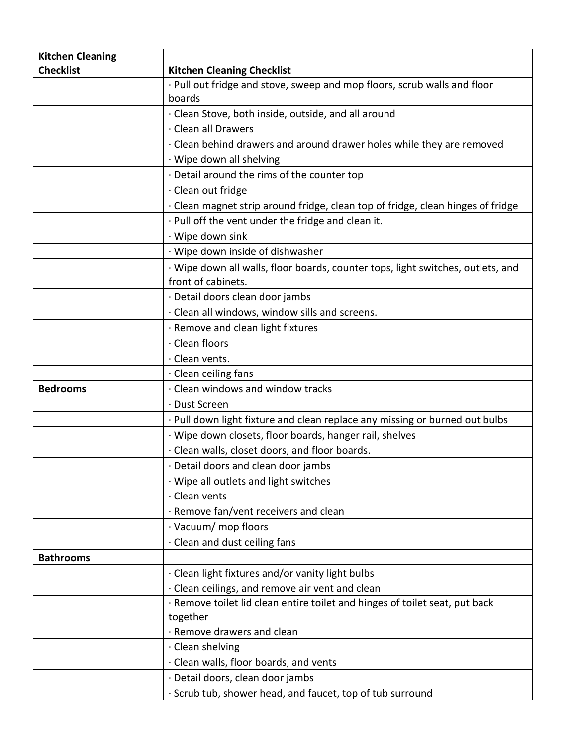| Kitchen Cleaning Checklist | Kitchen Cleaning Checklist |
|---|---|
| | · Pull out fridge and stove, sweep and mop floors, scrub walls and floor boards |
| | · Clean Stove, both inside, outside, and all around |
| | · Clean all Drawers |
| | · Clean behind drawers and around drawer holes while they are removed |
| | · Wipe down all shelving |
| | · Detail around the rims of the counter top |
| | · Clean out fridge |
| | · Clean magnet strip around fridge, clean top of fridge, clean hinges of fridge |
| | · Pull off the vent under the fridge and clean it. |
| | · Wipe down sink |
| | · Wipe down inside of dishwasher |
| | · Wipe down all walls, floor boards, counter tops, light switches, outlets, and front of cabinets. |
| | · Detail doors clean door jambs |
| | · Clean all windows, window sills and screens. |
| | · Remove and clean light fixtures |
| | · Clean floors |
| | · Clean vents. |
| | · Clean ceiling fans |
| **Bedrooms** | · Clean windows and window tracks |
| | · Dust Screen |
| | · Pull down light fixture and clean replace any missing or burned out bulbs |
| | · Wipe down closets, floor boards, hanger rail, shelves |
| | · Clean walls, closet doors, and floor boards. |
| | · Detail doors and clean door jambs |
| | · Wipe all outlets and light switches |
| | · Clean vents |
| | · Remove fan/vent receivers and clean |
| | · Vacuum/ mop floors |
| | · Clean and dust ceiling fans |
| **Bathrooms** | |
| | · Clean light fixtures and/or vanity light bulbs |
| | · Clean ceilings, and remove air vent and clean |
| | · Remove toilet lid clean entire toilet and hinges of toilet seat, put back together |
| | · Remove drawers and clean |
| | · Clean shelving |
| | · Clean walls, floor boards, and vents |
| | · Detail doors, clean door jambs |
| | · Scrub tub, shower head, and faucet, top of tub surround |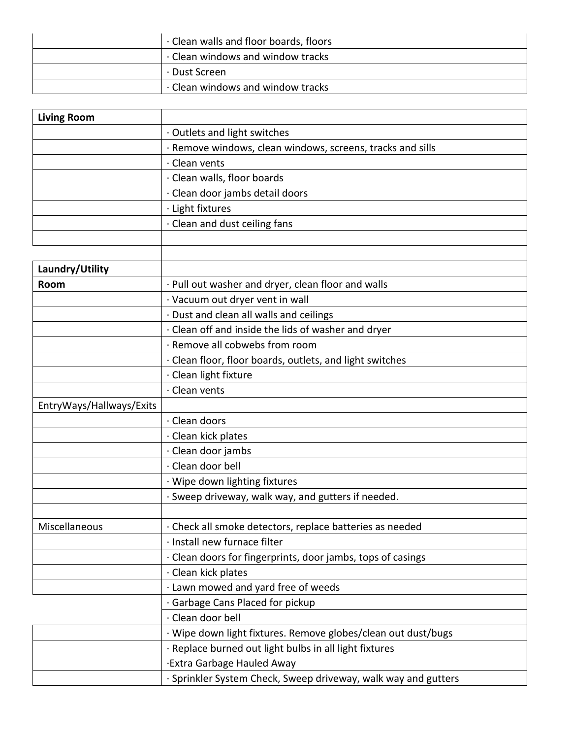| | |
|---|---|
| | · Clean walls and floor boards, floors |
| | · Clean windows and window tracks |
| | · Dust Screen |
| | · Clean windows and window tracks |

| | |
|---|---|
| **Living Room** | |
| | · Outlets and light switches |
| | · Remove windows, clean windows, screens, tracks and sills |
| | · Clean vents |
| | · Clean walls, floor boards |
| | · Clean door jambs detail doors |
| | · Light fixtures |
| | · Clean and dust ceiling fans |
| | |
| | |
| **Laundry/Utility** | |
| **Room** | · Pull out washer and dryer, clean floor and walls |
| | · Vacuum out dryer vent in wall |
| | · Dust and clean all walls and ceilings |
| | · Clean off and inside the lids of washer and dryer |
| | · Remove all cobwebs from room |
| | · Clean floor, floor boards, outlets, and light switches |
| | · Clean light fixture |
| | · Clean vents |
| EntryWays/Hallways/Exits | |
| | · Clean doors |
| | · Clean kick plates |
| | · Clean door jambs |
| | · Clean door bell |
| | · Wipe down lighting fixtures |
| | · Sweep driveway, walk way, and gutters if needed. |
| | |
| Miscellaneous | · Check all smoke detectors, replace batteries as needed |
| | · Install new furnace filter |
| | · Clean doors for fingerprints, door jambs, tops of casings |
| | · Clean kick plates |
| | · Lawn mowed and yard free of weeds |
| | · Garbage Cans Placed for pickup |
| | · Clean door bell |
| | · Wipe down light fixtures. Remove globes/clean out dust/bugs |
| | · Replace burned out light bulbs in all light fixtures |
| | ·Extra Garbage Hauled Away |
| | · Sprinkler System Check, Sweep driveway, walk way and gutters |